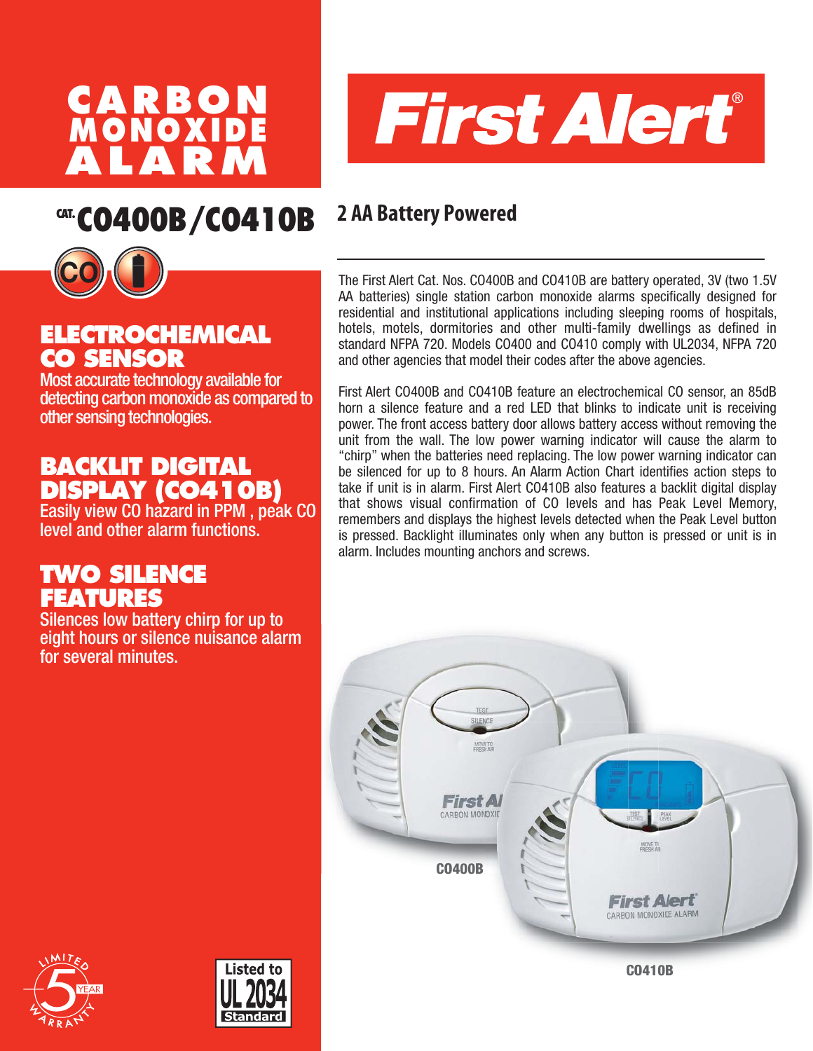# CARBON MONOXIDE ALARM

# First Alert®

## CAT. CO400B/CO410B

## 2 AA Battery Powered

### ELECTROCHEMICAL CO SENSOR

Most accurate technology available for detecting carbon monoxide as compared to other sensing technologies.

### BACKLIT DIGITAL DISPLAY (CO410B)

Easily view CO hazard in PPM , peak CO level and other alarm functions.

### TWO SILENCE FEATURES

Silences low battery chirp for up to eight hours or silence nuisance alarm for several minutes.

The First Alert Cat. Nos. CO400B and CO410B are battery operated, 3V (two 1.5V AA batteries) single station carbon monoxide alarms specifically designed for residential and institutional applications including sleeping rooms of hospitals, hotels, motels, dormitories and other multi-family dwellings as defined in standard NFPA 720. Models CO400 and CO410 comply with UL2034, NFPA 720 and other agencies that model their codes after the above agencies.

First Alert CO400B and CO410B feature an electrochemical CO sensor, an 85dB horn a silence feature and a red LED that blinks to indicate unit is receiving power. The front access battery door allows battery access without removing the unit from the wall. The low power warning indicator will cause the alarm to "chirp" when the batteries need replacing. The low power warning indicator can be silenced for up to 8 hours. An Alarm Action Chart identifies action steps to take if unit is in alarm. First Alert CO410B also features a backlit digital display that shows visual confirmation of CO levels and has Peak Level Memory, remembers and displays the highest levels detected when the Peak Level button is pressed. Backlight illuminates only when any button is pressed or unit is in alarm. Includes mounting anchors and screws.

CO400B

CO410B

LIMITED 5 YEAR WARRANTY

Listed to UL 2034 Standard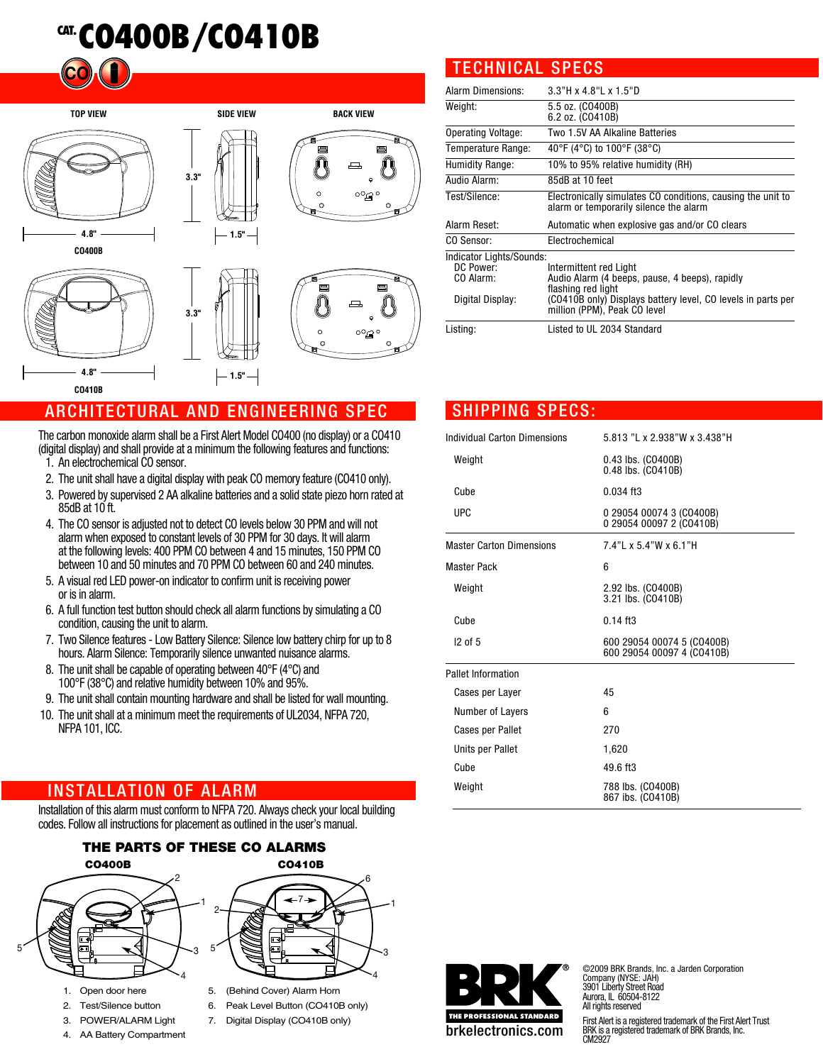# CAT. CO400B/CO410B

TOP VIEW

SIDE VIEW

BACK VIEW

3.3"

4.8"

1.5"

CO400B

3.3"

4.8"

1.5"

CO410B

## TECHNICAL SPECS

| | |
|---|---|
| Alarm Dimensions: | 3.3"H x 4.8"L x 1.5"D |
| Weight: | 5.5 oz. (CO400B)<br>6.2 oz. (CO410B) |
| Operating Voltage: | Two 1.5V AA Alkaline Batteries |
| Temperature Range: | 40°F (4°C) to 100°F (38°C) |
| Humidity Range: | 10% to 95% relative humidity (RH) |
| Audio Alarm: | 85dB at 10 feet |
| Test/Silence: | Electronically simulates CO conditions, causing the unit to alarm or temporarily silence the alarm |
| Alarm Reset: | Automatic when explosive gas and/or CO clears |
| CO Sensor: | Electrochemical |
| Indicator Lights/Sounds: | |
| DC Power: | Intermittent red Light |
| CO Alarm: | Audio Alarm (4 beeps, pause, 4 beeps), rapidly flashing red light |
| Digital Display: | (CO410B only) Displays battery level, CO levels in parts per million (PPM), Peak CO level |
| Listing: | Listed to UL 2034 Standard |

## ARCHITECTURAL AND ENGINEERING SPEC

The carbon monoxide alarm shall be a First Alert Model CO400 (no display) or a CO410 (digital display) and shall provide at a minimum the following features and functions:

1. An electrochemical CO sensor.
2. The unit shall have a digital display with peak CO memory feature (CO410 only).
3. Powered by supervised 2 AA alkaline batteries and a solid state piezo horn rated at 85dB at 10 ft.
4. The CO sensor is adjusted not to detect CO levels below 30 PPM and will not alarm when exposed to constant levels of 30 PPM for 30 days. It will alarm at the following levels: 400 PPM CO between 4 and 15 minutes, 150 PPM CO between 10 and 50 minutes and 70 PPM CO between 60 and 240 minutes.
5. A visual red LED power-on indicator to confirm unit is receiving power or is in alarm.
6. A full function test button should check all alarm functions by simulating a CO condition, causing the unit to alarm.
7. Two Silence features - Low Battery Silence: Silence low battery chirp for up to 8 hours. Alarm Silence: Temporarily silence unwanted nuisance alarms.
8. The unit shall be capable of operating between 40°F (4°C) and 100°F (38°C) and relative humidity between 10% and 95%.
9. The unit shall contain mounting hardware and shall be listed for wall mounting.
10. The unit shall at a minimum meet the requirements of UL2034, NFPA 720, NFPA 101, ICC.

## SHIPPING SPECS:

| | |
|---|---|
| Individual Carton Dimensions | 5.813 "L x 2.938"W x 3.438"H |
| Weight | 0.43 lbs. (CO400B)<br>0.48 lbs. (CO410B) |
| Cube | 0.034 ft3 |
| UPC | 0 29054 00074 3 (CO400B)<br>0 29054 00097 2 (CO410B) |
| Master Carton Dimensions | 7.4"L x 5.4"W x 6.1"H |
| Master Pack | 6 |
| Weight | 2.92 lbs. (CO400B)<br>3.21 lbs. (CO410B) |
| Cube | 0.14 ft3 |
| I2 of 5 | 600 29054 00074 5 (CO400B)<br>600 29054 00097 4 (CO410B) |
| Pallet Information | |
| Cases per Layer | 45 |
| Number of Layers | 6 |
| Cases per Pallet | 270 |
| Units per Pallet | 1,620 |
| Cube | 49.6 ft3 |
| Weight | 788 lbs. (CO400B)<br>867 ibs. (CO410B) |

## INSTALLATION OF ALARM

Installation of this alarm must conform to NFPA 720. Always check your local building codes. Follow all instructions for placement as outlined in the user's manual.

### THE PARTS OF THESE CO ALARMS

CO400B

CO410B

1. Open door here
2. Test/Silence button
3. POWER/ALARM Light
4. AA Battery Compartment
5. (Behind Cover) Alarm Horn
6. Peak Level Button (CO410B only)
7. Digital Display (CO410B only)

BRK® THE PROFESSIONAL STANDARD

brkelectronics.com

©2009 BRK Brands, Inc. a Jarden Corporation Company (NYSE: JAH)
3901 Liberty Street Road
Aurora, IL 60504-8122
All rights reserved

First Alert is a registered trademark of the First Alert Trust
BRK is a registered trademark of BRK Brands, Inc.
CM2927